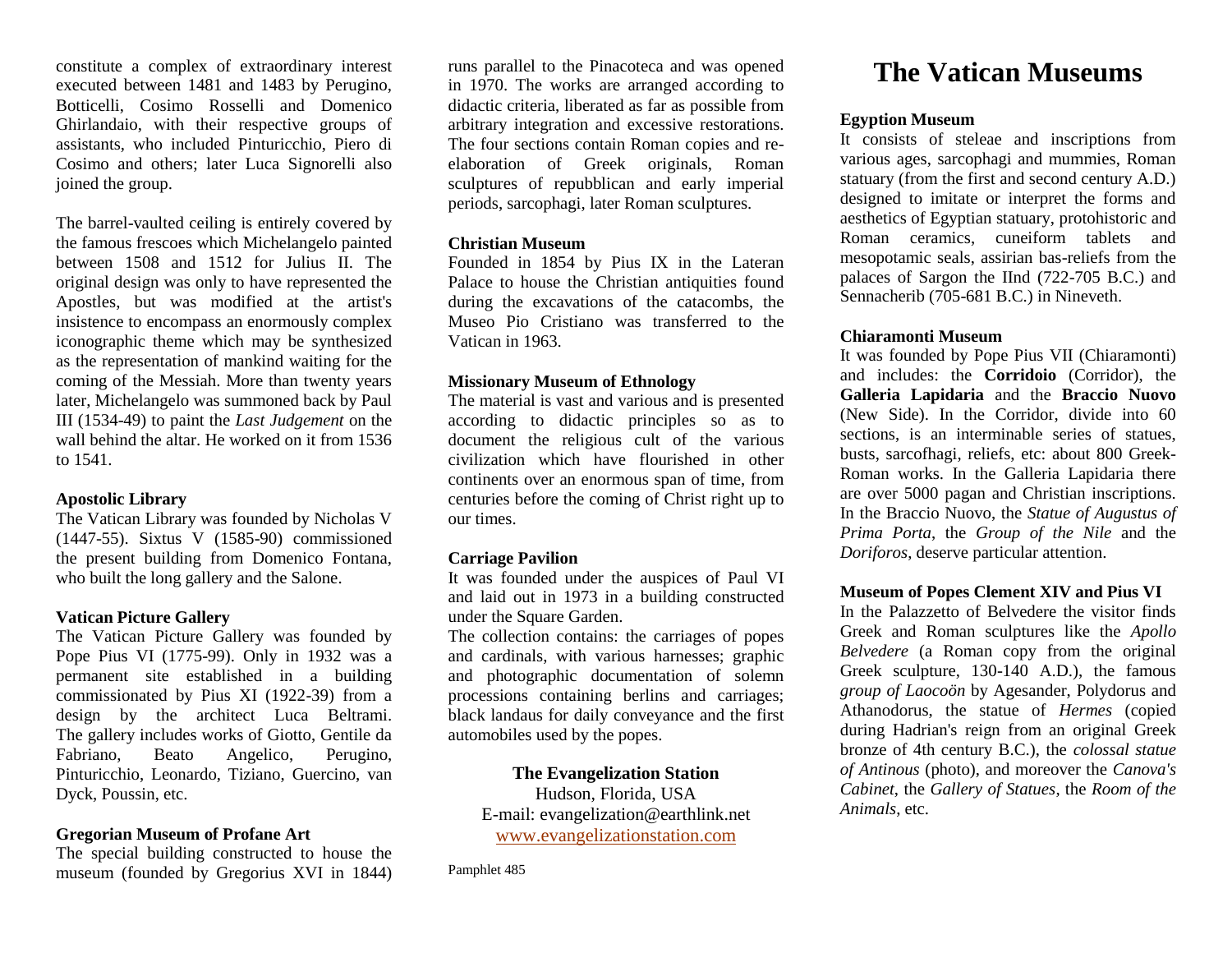constitute a complex of extraordinary interest executed between 1481 and 1483 by Perugino, Botticelli, Cosimo Rosselli and Domenico Ghirlandaio, with their respective groups of assistants, who included Pinturicchio, Piero di Cosimo and others; later Luca Signorelli also joined the group.

The barrel-vaulted ceiling is entirely covered by the famous frescoes which Michelangelo painted between 1508 and 1512 for Julius II. The original design was only to have represented the Apostles, but was modified at the artist's insistence to encompass an enormously complex iconographic theme which may be synthesized as the representation of mankind waiting for the coming of the Messiah. More than twenty years later, Michelangelo was summoned back by Paul III (1534-49) to paint the *Last Judgement* on the wall behind the altar. He worked on it from 1536 to 1541.

**Apostolic Library**
The Vatican Library was founded by Nicholas V (1447-55). Sixtus V (1585-90) commissioned the present building from Domenico Fontana, who built the long gallery and the Salone.

**Vatican Picture Gallery**
The Vatican Picture Gallery was founded by Pope Pius VI (1775-99). Only in 1932 was a permanent site established in a building commissionated by Pius XI (1922-39) from a design by the architect Luca Beltrami. The gallery includes works of Giotto, Gentile da Fabriano, Beato Angelico, Perugino, Pinturicchio, Leonardo, Tiziano, Guercino, van Dyck, Poussin, etc.

**Gregorian Museum of Profane Art**
The special building constructed to house the museum (founded by Gregorius XVI in 1844) runs parallel to the Pinacoteca and was opened in 1970. The works are arranged according to didactic criteria, liberated as far as possible from arbitrary integration and excessive restorations. The four sections contain Roman copies and re-elaboration of Greek originals, Roman sculptures of repubblican and early imperial periods, sarcophagi, later Roman sculptures.

**Christian Museum**
Founded in 1854 by Pius IX in the Lateran Palace to house the Christian antiquities found during the excavations of the catacombs, the Museo Pio Cristiano was transferred to the Vatican in 1963.

**Missionary Museum of Ethnology**
The material is vast and various and is presented according to didactic principles so as to document the religious cult of the various civilization which have flourished in other continents over an enormous span of time, from centuries before the coming of Christ right up to our times.

**Carriage Pavilion**
It was founded under the auspices of Paul VI and laid out in 1973 in a building constructed under the Square Garden.
The collection contains: the carriages of popes and cardinals, with various harnesses; graphic and photographic documentation of solemn processions containing berlins and carriages; black landaus for daily conveyance and the first automobiles used by the popes.

**The Evangelization Station**
Hudson, Florida, USA
E-mail: evangelization@earthlink.net
www.evangelizationstation.com

Pamphlet 485

# The Vatican Museums

**Egyption Museum**
It consists of steleae and inscriptions from various ages, sarcophagi and mummies, Roman statuary (from the first and second century A.D.) designed to imitate or interpret the forms and aesthetics of Egyptian statuary, protohistoric and Roman ceramics, cuneiform tablets and mesopotamic seals, assirian bas-reliefs from the palaces of Sargon the IInd (722-705 B.C.) and Sennacherib (705-681 B.C.) in Nineveth.

**Chiaramonti Museum**
It was founded by Pope Pius VII (Chiaramonti) and includes: the **Corridoio** (Corridor), the **Galleria Lapidaria** and the **Braccio Nuovo** (New Side). In the Corridor, divide into 60 sections, is an interminable series of statues, busts, sarcofhagi, reliefs, etc: about 800 Greek-Roman works. In the Galleria Lapidaria there are over 5000 pagan and Christian inscriptions. In the Braccio Nuovo, the *Statue of Augustus of Prima Porta*, the *Group of the Nile* and the *Doriforos*, deserve particular attention.

**Museum of Popes Clement XIV and Pius VI**
In the Palazzetto of Belvedere the visitor finds Greek and Roman sculptures like the *Apollo Belvedere* (a Roman copy from the original Greek sculpture, 130-140 A.D.), the famous *group of Laocoön* by Agesander, Polydorus and Athanodorus, the statue of *Hermes* (copied during Hadrian's reign from an original Greek bronze of 4th century B.C.), the *colossal statue of Antinous* (photo), and moreover the *Canova's Cabinet*, the *Gallery of Statues*, the *Room of the Animals*, etc.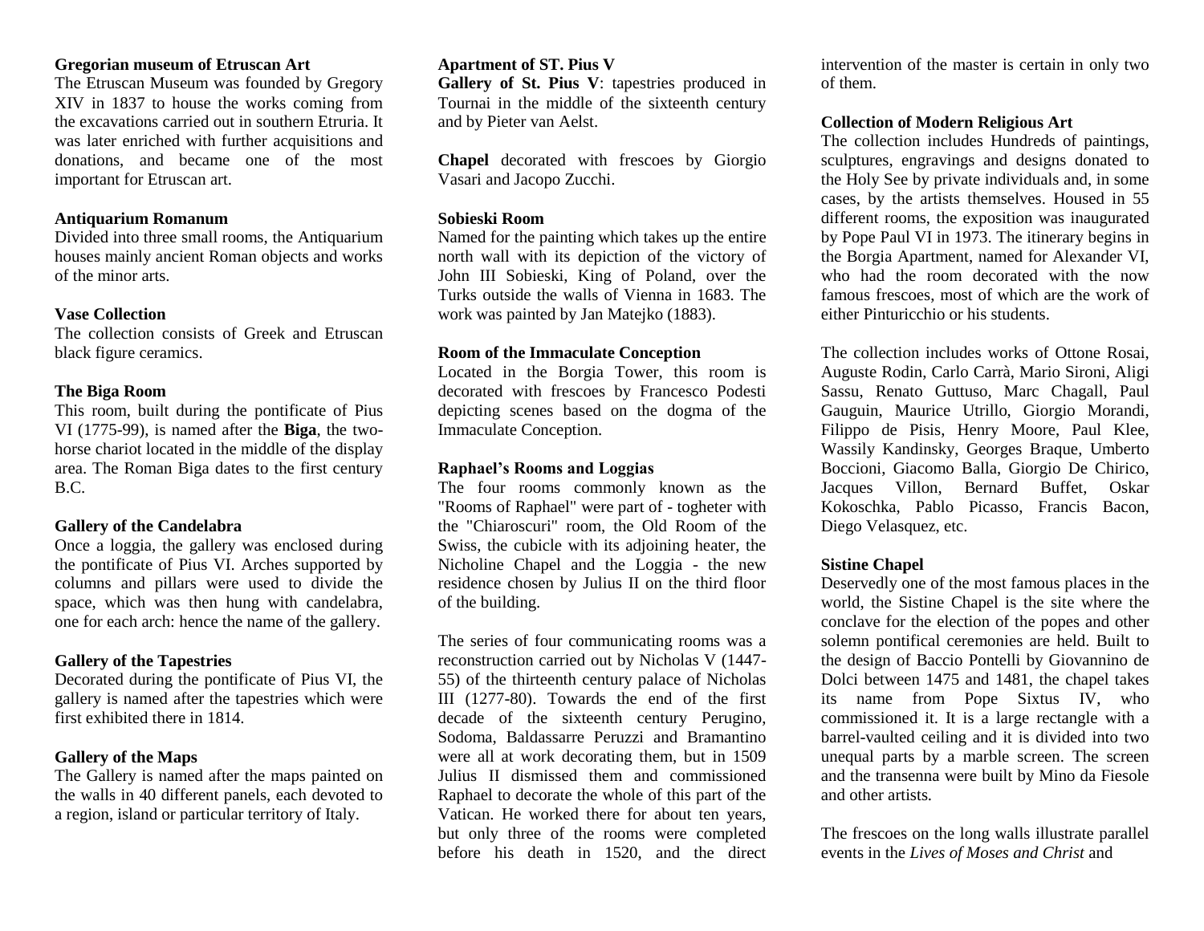**Gregorian museum of Etruscan Art**

The Etruscan Museum was founded by Gregory XIV in 1837 to house the works coming from the excavations carried out in southern Etruria. It was later enriched with further acquisitions and donations, and became one of the most important for Etruscan art.

**Antiquarium Romanum**

Divided into three small rooms, the Antiquarium houses mainly ancient Roman objects and works of the minor arts.

**Vase Collection**

The collection consists of Greek and Etruscan black figure ceramics.

**The Biga Room**

This room, built during the pontificate of Pius VI (1775-99), is named after the **Biga**, the two-horse chariot located in the middle of the display area. The Roman Biga dates to the first century B.C.

**Gallery of the Candelabra**

Once a loggia, the gallery was enclosed during the pontificate of Pius VI. Arches supported by columns and pillars were used to divide the space, which was then hung with candelabra, one for each arch: hence the name of the gallery.

**Gallery of the Tapestries**

Decorated during the pontificate of Pius VI, the gallery is named after the tapestries which were first exhibited there in 1814.

**Gallery of the Maps**

The Gallery is named after the maps painted on the walls in 40 different panels, each devoted to a region, island or particular territory of Italy.

**Apartment of ST. Pius V**

**Gallery of St. Pius V**: tapestries produced in Tournai in the middle of the sixteenth century and by Pieter van Aelst.

**Chapel** decorated with frescoes by Giorgio Vasari and Jacopo Zucchi.

**Sobieski Room**

Named for the painting which takes up the entire north wall with its depiction of the victory of John III Sobieski, King of Poland, over the Turks outside the walls of Vienna in 1683. The work was painted by Jan Matejko (1883).

**Room of the Immaculate Conception**

Located in the Borgia Tower, this room is decorated with frescoes by Francesco Podesti depicting scenes based on the dogma of the Immaculate Conception.

**Raphael's Rooms and Loggias**

The four rooms commonly known as the "Rooms of Raphael" were part of - togheter with the "Chiaroscuri" room, the Old Room of the Swiss, the cubicle with its adjoining heater, the Nicholine Chapel and the Loggia - the new residence chosen by Julius II on the third floor of the building.

The series of four communicating rooms was a reconstruction carried out by Nicholas V (1447-55) of the thirteenth century palace of Nicholas III (1277-80). Towards the end of the first decade of the sixteenth century Perugino, Sodoma, Baldassarre Peruzzi and Bramantino were all at work decorating them, but in 1509 Julius II dismissed them and commissioned Raphael to decorate the whole of this part of the Vatican. He worked there for about ten years, but only three of the rooms were completed before his death in 1520, and the direct intervention of the master is certain in only two of them.

**Collection of Modern Religious Art**

The collection includes Hundreds of paintings, sculptures, engravings and designs donated to the Holy See by private individuals and, in some cases, by the artists themselves. Housed in 55 different rooms, the exposition was inaugurated by Pope Paul VI in 1973. The itinerary begins in the Borgia Apartment, named for Alexander VI, who had the room decorated with the now famous frescoes, most of which are the work of either Pinturicchio or his students.

The collection includes works of Ottone Rosai, Auguste Rodin, Carlo Carrà, Mario Sironi, Aligi Sassu, Renato Guttuso, Marc Chagall, Paul Gauguin, Maurice Utrillo, Giorgio Morandi, Filippo de Pisis, Henry Moore, Paul Klee, Wassily Kandinsky, Georges Braque, Umberto Boccioni, Giacomo Balla, Giorgio De Chirico, Jacques Villon, Bernard Buffet, Oskar Kokoschka, Pablo Picasso, Francis Bacon, Diego Velasquez, etc.

**Sistine Chapel**

Deservedly one of the most famous places in the world, the Sistine Chapel is the site where the conclave for the election of the popes and other solemn pontifical ceremonies are held. Built to the design of Baccio Pontelli by Giovannino de Dolci between 1475 and 1481, the chapel takes its name from Pope Sixtus IV, who commissioned it. It is a large rectangle with a barrel-vaulted ceiling and it is divided into two unequal parts by a marble screen. The screen and the transenna were built by Mino da Fiesole and other artists.

The frescoes on the long walls illustrate parallel events in the *Lives of Moses and Christ* and